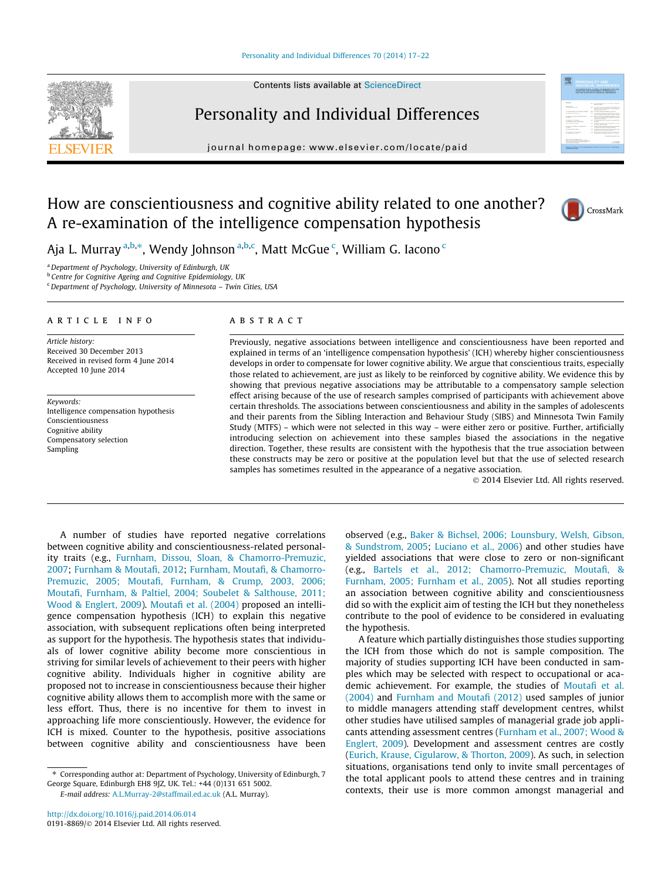# How are conscientiousness and cognitive ability related to one another? A re-examination of the intelligence compensation hypothesis

Aja L. Murray [a,b,*], Wendy Johnson [a,b,c], Matt McGue [c], William G. Iacono [c]

[a] Department of Psychology, University of Edinburgh, UK
[b] Centre for Cognitive Ageing and Cognitive Epidemiology, UK
[c] Department of Psychology, University of Minnesota – Twin Cities, USA

## ARTICLE INFO

*Article history:*
Received 30 December 2013
Received in revised form 4 June 2014
Accepted 10 June 2014

*Keywords:*
Intelligence compensation hypothesis
Conscientiousness
Cognitive ability
Compensatory selection
Sampling

## ABSTRACT

Previously, negative associations between intelligence and conscientiousness have been reported and explained in terms of an 'intelligence compensation hypothesis' (ICH) whereby higher conscientiousness develops in order to compensate for lower cognitive ability. We argue that conscientious traits, especially those related to achievement, are just as likely to be reinforced by cognitive ability. We evidence this by showing that previous negative associations may be attributable to a compensatory sample selection effect arising because of the use of research samples comprised of participants with achievement above certain thresholds. The associations between conscientiousness and ability in the samples of adolescents and their parents from the Sibling Interaction and Behaviour Study (SIBS) and Minnesota Twin Family Study (MTFS) – which were not selected in this way – were either zero or positive. Further, artificially introducing selection on achievement into these samples biased the associations in the negative direction. Together, these results are consistent with the hypothesis that the true association between these constructs may be zero or positive at the population level but that the use of selected research samples has sometimes resulted in the appearance of a negative association.

© 2014 Elsevier Ltd. All rights reserved.

A number of studies have reported negative correlations between cognitive ability and conscientiousness-related personality traits (e.g., Furnham, Dissou, Sloan, & Chamorro-Premuzic, 2007; Furnham & Moutafi, 2012; Furnham, Moutafi, & Chamorro-Premuzic, 2005; Moutafi, Furnham, & Crump, 2003, 2006; Moutafi, Furnham, & Paltiel, 2004; Soubelet & Salthouse, 2011; Wood & Englert, 2009). Moutafi et al. (2004) proposed an intelligence compensation hypothesis (ICH) to explain this negative association, with subsequent replications often being interpreted as support for the hypothesis. The hypothesis states that individuals of lower cognitive ability become more conscientious in striving for similar levels of achievement to their peers with higher cognitive ability. Individuals higher in cognitive ability are proposed not to increase in conscientiousness because their higher cognitive ability allows them to accomplish more with the same or less effort. Thus, there is no incentive for them to invest in approaching life more conscientiously. However, the evidence for ICH is mixed. Counter to the hypothesis, positive associations between cognitive ability and conscientiousness have been observed (e.g., Baker & Bichsel, 2006; Lounsbury, Welsh, Gibson, & Sundstrom, 2005; Luciano et al., 2006) and other studies have yielded associations that were close to zero or non-significant (e.g., Bartels et al., 2012; Chamorro-Premuzic, Moutafi, & Furnham, 2005; Furnham et al., 2005). Not all studies reporting an association between cognitive ability and conscientiousness did so with the explicit aim of testing the ICH but they nonetheless contribute to the pool of evidence to be considered in evaluating the hypothesis.

A feature which partially distinguishes those studies supporting the ICH from those which do not is sample composition. The majority of studies supporting ICH have been conducted in samples which may be selected with respect to occupational or academic achievement. For example, the studies of Moutafi et al. (2004) and Furnham and Moutafi (2012) used samples of junior to middle managers attending staff development centres, whilst other studies have utilised samples of managerial grade job applicants attending assessment centres (Furnham et al., 2007; Wood & Englert, 2009). Development and assessment centres are costly (Eurich, Krause, Cigularow, & Thorton, 2009). As such, in selection situations, organisations tend only to invite small percentages of the total applicant pools to attend these centres and in training contexts, their use is more common amongst managerial and

* Corresponding author at: Department of Psychology, University of Edinburgh, 7 George Square, Edinburgh EH8 9JZ, UK. Tel.: +44 (0)131 651 5002.
*E-mail address:* A.L.Murray-2@staffmail.ed.ac.uk (A.L. Murray).

http://dx.doi.org/10.1016/j.paid.2014.06.014
0191-8869/© 2014 Elsevier Ltd. All rights reserved.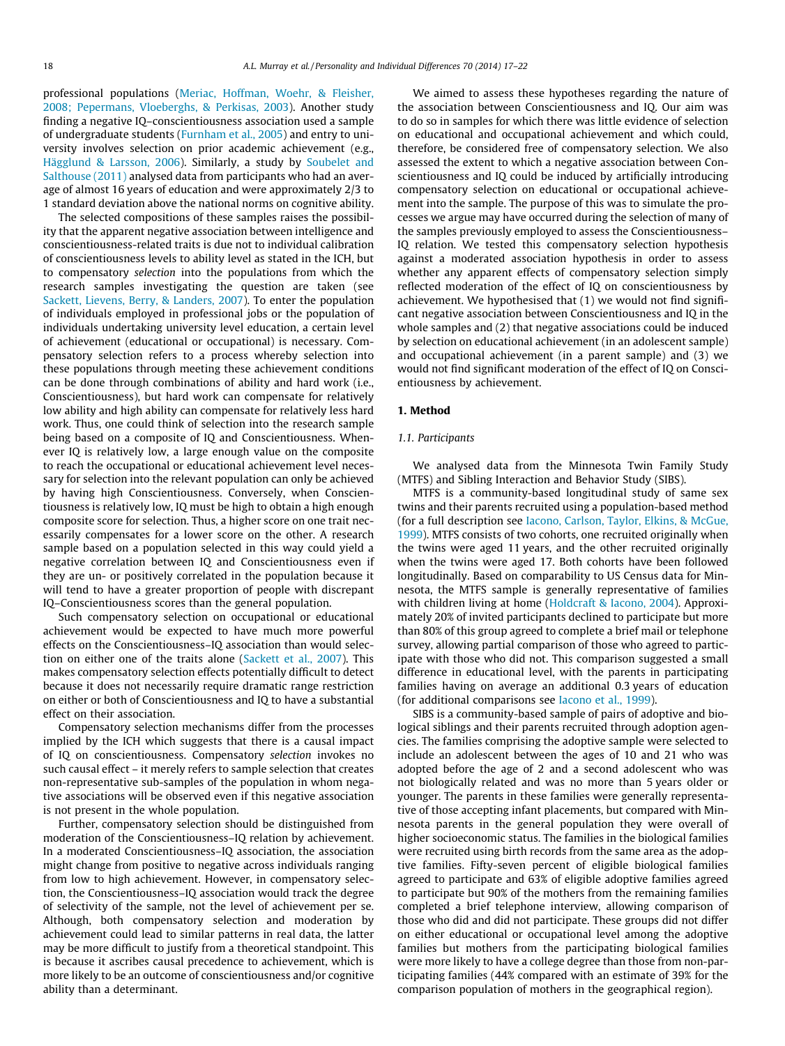professional populations (Meriac, Hoffman, Woehr, & Fleisher, 2008; Pepermans, Vloeberghs, & Perkisas, 2003). Another study finding a negative IQ–conscientiousness association used a sample of undergraduate students (Furnham et al., 2005) and entry to university involves selection on prior academic achievement (e.g., Hägglund & Larsson, 2006). Similarly, a study by Soubelet and Salthouse (2011) analysed data from participants who had an average of almost 16 years of education and were approximately 2/3 to 1 standard deviation above the national norms on cognitive ability.

The selected compositions of these samples raises the possibility that the apparent negative association between intelligence and conscientiousness-related traits is due not to individual calibration of conscientiousness levels to ability level as stated in the ICH, but to compensatory *selection* into the populations from which the research samples investigating the question are taken (see Sackett, Lievens, Berry, & Landers, 2007). To enter the population of individuals employed in professional jobs or the population of individuals undertaking university level education, a certain level of achievement (educational or occupational) is necessary. Compensatory selection refers to a process whereby selection into these populations through meeting these achievement conditions can be done through combinations of ability and hard work (i.e., Conscientiousness), but hard work can compensate for relatively low ability and high ability can compensate for relatively less hard work. Thus, one could think of selection into the research sample being based on a composite of IQ and Conscientiousness. Whenever IQ is relatively low, a large enough value on the composite to reach the occupational or educational achievement level necessary for selection into the relevant population can only be achieved by having high Conscientiousness. Conversely, when Conscientiousness is relatively low, IQ must be high to obtain a high enough composite score for selection. Thus, a higher score on one trait necessarily compensates for a lower score on the other. A research sample based on a population selected in this way could yield a negative correlation between IQ and Conscientiousness even if they are un- or positively correlated in the population because it will tend to have a greater proportion of people with discrepant IQ–Conscientiousness scores than the general population.

Such compensatory selection on occupational or educational achievement would be expected to have much more powerful effects on the Conscientiousness–IQ association than would selection on either one of the traits alone (Sackett et al., 2007). This makes compensatory selection effects potentially difficult to detect because it does not necessarily require dramatic range restriction on either or both of Conscientiousness and IQ to have a substantial effect on their association.

Compensatory selection mechanisms differ from the processes implied by the ICH which suggests that there is a causal impact of IQ on conscientiousness. Compensatory *selection* invokes no such causal effect – it merely refers to sample selection that creates non-representative sub-samples of the population in whom negative associations will be observed even if this negative association is not present in the whole population.

Further, compensatory selection should be distinguished from moderation of the Conscientiousness–IQ relation by achievement. In a moderated Conscientiousness–IQ association, the association might change from positive to negative across individuals ranging from low to high achievement. However, in compensatory selection, the Conscientiousness–IQ association would track the degree of selectivity of the sample, not the level of achievement per se. Although, both compensatory selection and moderation by achievement could lead to similar patterns in real data, the latter may be more difficult to justify from a theoretical standpoint. This is because it ascribes causal precedence to achievement, which is more likely to be an outcome of conscientiousness and/or cognitive ability than a determinant.

We aimed to assess these hypotheses regarding the nature of the association between Conscientiousness and IQ. Our aim was to do so in samples for which there was little evidence of selection on educational and occupational achievement and which could, therefore, be considered free of compensatory selection. We also assessed the extent to which a negative association between Conscientiousness and IQ could be induced by artificially introducing compensatory selection on educational or occupational achievement into the sample. The purpose of this was to simulate the processes we argue may have occurred during the selection of many of the samples previously employed to assess the Conscientiousness–IQ relation. We tested this compensatory selection hypothesis against a moderated association hypothesis in order to assess whether any apparent effects of compensatory selection simply reflected moderation of the effect of IQ on conscientiousness by achievement. We hypothesised that (1) we would not find significant negative association between Conscientiousness and IQ in the whole samples and (2) that negative associations could be induced by selection on educational achievement (in an adolescent sample) and occupational achievement (in a parent sample) and (3) we would not find significant moderation of the effect of IQ on Conscientiousness by achievement.

# 1. Method

## 1.1. Participants

We analysed data from the Minnesota Twin Family Study (MTFS) and Sibling Interaction and Behavior Study (SIBS).

MTFS is a community-based longitudinal study of same sex twins and their parents recruited using a population-based method (for a full description see Iacono, Carlson, Taylor, Elkins, & McGue, 1999). MTFS consists of two cohorts, one recruited originally when the twins were aged 11 years, and the other recruited originally when the twins were aged 17. Both cohorts have been followed longitudinally. Based on comparability to US Census data for Minnesota, the MTFS sample is generally representative of families with children living at home (Holdcraft & Iacono, 2004). Approximately 20% of invited participants declined to participate but more than 80% of this group agreed to complete a brief mail or telephone survey, allowing partial comparison of those who agreed to participate with those who did not. This comparison suggested a small difference in educational level, with the parents in participating families having on average an additional 0.3 years of education (for additional comparisons see Iacono et al., 1999).

SIBS is a community-based sample of pairs of adoptive and biological siblings and their parents recruited through adoption agencies. The families comprising the adoptive sample were selected to include an adolescent between the ages of 10 and 21 who was adopted before the age of 2 and a second adolescent who was not biologically related and was no more than 5 years older or younger. The parents in these families were generally representative of those accepting infant placements, but compared with Minnesota parents in the general population they were overall of higher socioeconomic status. The families in the biological families were recruited using birth records from the same area as the adoptive families. Fifty-seven percent of eligible biological families agreed to participate and 63% of eligible adoptive families agreed to participate but 90% of the mothers from the remaining families completed a brief telephone interview, allowing comparison of those who did and did not participate. These groups did not differ on either educational or occupational level among the adoptive families but mothers from the participating biological families were more likely to have a college degree than those from non-participating families (44% compared with an estimate of 39% for the comparison population of mothers in the geographical region).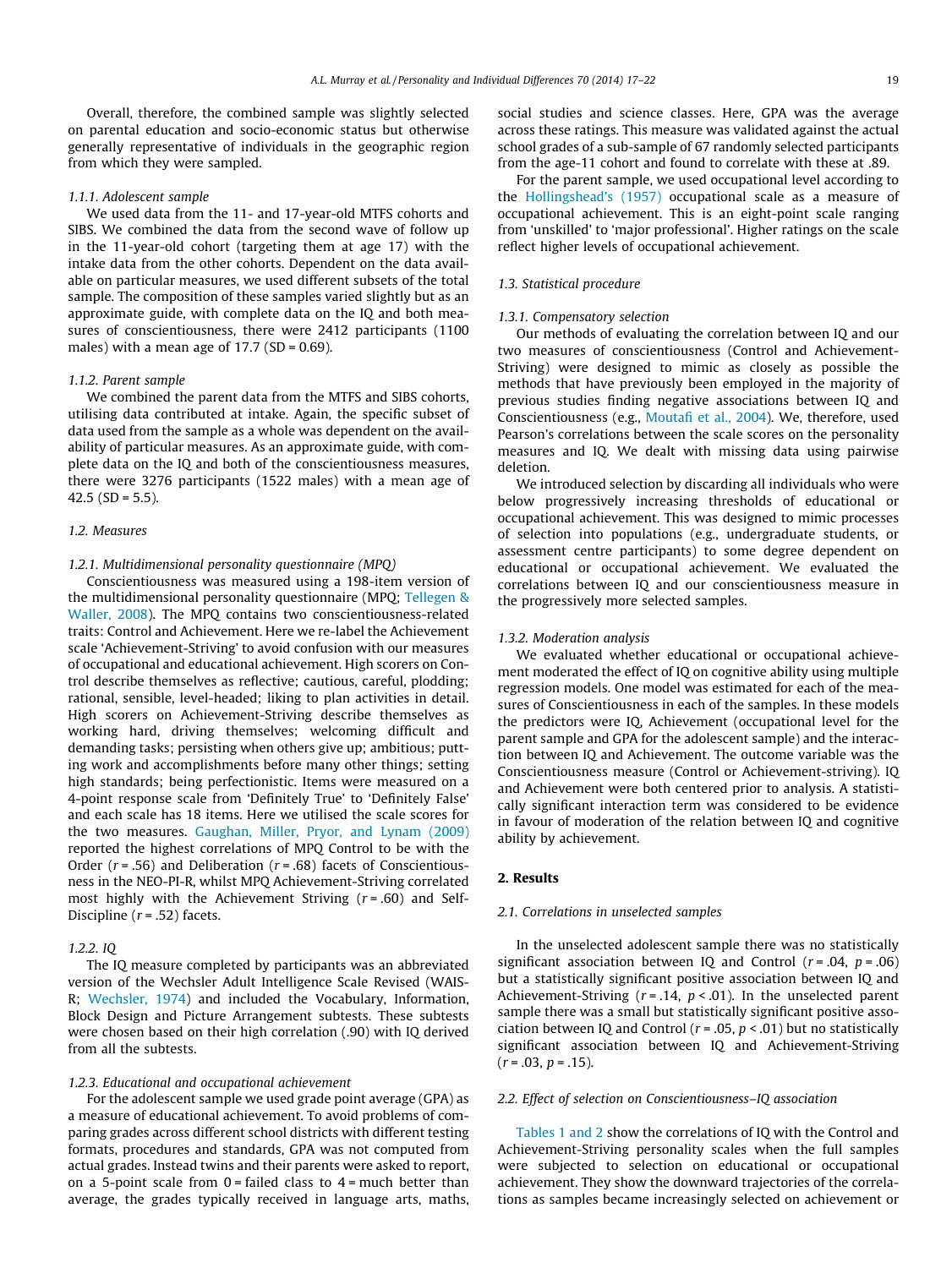Overall, therefore, the combined sample was slightly selected on parental education and socio-economic status but otherwise generally representative of individuals in the geographic region from which they were sampled.

#### 1.1.1. Adolescent sample

We used data from the 11- and 17-year-old MTFS cohorts and SIBS. We combined the data from the second wave of follow up in the 11-year-old cohort (targeting them at age 17) with the intake data from the other cohorts. Dependent on the data available on particular measures, we used different subsets of the total sample. The composition of these samples varied slightly but as an approximate guide, with complete data on the IQ and both measures of conscientiousness, there were 2412 participants (1100 males) with a mean age of 17.7 (SD = 0.69).

#### 1.1.2. Parent sample

We combined the parent data from the MTFS and SIBS cohorts, utilising data contributed at intake. Again, the specific subset of data used from the sample as a whole was dependent on the availability of particular measures. As an approximate guide, with complete data on the IQ and both of the conscientiousness measures, there were 3276 participants (1522 males) with a mean age of 42.5 (SD = 5.5).

### 1.2. Measures

#### 1.2.1. Multidimensional personality questionnaire (MPQ)

Conscientiousness was measured using a 198-item version of the multidimensional personality questionnaire (MPQ; Tellegen & Waller, 2008). The MPQ contains two conscientiousness-related traits: Control and Achievement. Here we re-label the Achievement scale 'Achievement-Striving' to avoid confusion with our measures of occupational and educational achievement. High scorers on Control describe themselves as reflective; cautious, careful, plodding; rational, sensible, level-headed; liking to plan activities in detail. High scorers on Achievement-Striving describe themselves as working hard, driving themselves; welcoming difficult and demanding tasks; persisting when others give up; ambitious; putting work and accomplishments before many other things; setting high standards; being perfectionistic. Items were measured on a 4-point response scale from 'Definitely True' to 'Definitely False' and each scale has 18 items. Here we utilised the scale scores for the two measures. Gaughan, Miller, Pryor, and Lynam (2009) reported the highest correlations of MPQ Control to be with the Order ($r = .56$) and Deliberation ($r = .68$) facets of Conscientiousness in the NEO-PI-R, whilst MPQ Achievement-Striving correlated most highly with the Achievement Striving ($r = .60$) and Self-Discipline ($r = .52$) facets.

#### 1.2.2. IQ

The IQ measure completed by participants was an abbreviated version of the Wechsler Adult Intelligence Scale Revised (WAIS-R; Wechsler, 1974) and included the Vocabulary, Information, Block Design and Picture Arrangement subtests. These subtests were chosen based on their high correlation (.90) with IQ derived from all the subtests.

#### 1.2.3. Educational and occupational achievement

For the adolescent sample we used grade point average (GPA) as a measure of educational achievement. To avoid problems of comparing grades across different school districts with different testing formats, procedures and standards, GPA was not computed from actual grades. Instead twins and their parents were asked to report, on a 5-point scale from 0 = failed class to 4 = much better than average, the grades typically received in language arts, maths, social studies and science classes. Here, GPA was the average across these ratings. This measure was validated against the actual school grades of a sub-sample of 67 randomly selected participants from the age-11 cohort and found to correlate with these at .89.

For the parent sample, we used occupational level according to the Hollingshead's (1957) occupational scale as a measure of occupational achievement. This is an eight-point scale ranging from 'unskilled' to 'major professional'. Higher ratings on the scale reflect higher levels of occupational achievement.

### 1.3. Statistical procedure

#### 1.3.1. Compensatory selection

Our methods of evaluating the correlation between IQ and our two measures of conscientiousness (Control and Achievement-Striving) were designed to mimic as closely as possible the methods that have previously been employed in the majority of previous studies finding negative associations between IQ and Conscientiousness (e.g., Moutafi et al., 2004). We, therefore, used Pearson's correlations between the scale scores on the personality measures and IQ. We dealt with missing data using pairwise deletion.

We introduced selection by discarding all individuals who were below progressively increasing thresholds of educational or occupational achievement. This was designed to mimic processes of selection into populations (e.g., undergraduate students, or assessment centre participants) to some degree dependent on educational or occupational achievement. We evaluated the correlations between IQ and our conscientiousness measure in the progressively more selected samples.

#### 1.3.2. Moderation analysis

We evaluated whether educational or occupational achievement moderated the effect of IQ on cognitive ability using multiple regression models. One model was estimated for each of the measures of Conscientiousness in each of the samples. In these models the predictors were IQ, Achievement (occupational level for the parent sample and GPA for the adolescent sample) and the interaction between IQ and Achievement. The outcome variable was the Conscientiousness measure (Control or Achievement-striving). IQ and Achievement were both centered prior to analysis. A statistically significant interaction term was considered to be evidence in favour of moderation of the relation between IQ and cognitive ability by achievement.

## 2. Results

### 2.1. Correlations in unselected samples

In the unselected adolescent sample there was no statistically significant association between IQ and Control ($r = .04$, $p = .06$) but a statistically significant positive association between IQ and Achievement-Striving ($r = .14$, $p < .01$). In the unselected parent sample there was a small but statistically significant positive association between IQ and Control ($r = .05$, $p < .01$) but no statistically significant association between IQ and Achievement-Striving ($r = .03$, $p = .15$).

### 2.2. Effect of selection on Conscientiousness–IQ association

Tables 1 and 2 show the correlations of IQ with the Control and Achievement-Striving personality scales when the full samples were subjected to selection on educational or occupational achievement. They show the downward trajectories of the correlations as samples became increasingly selected on achievement or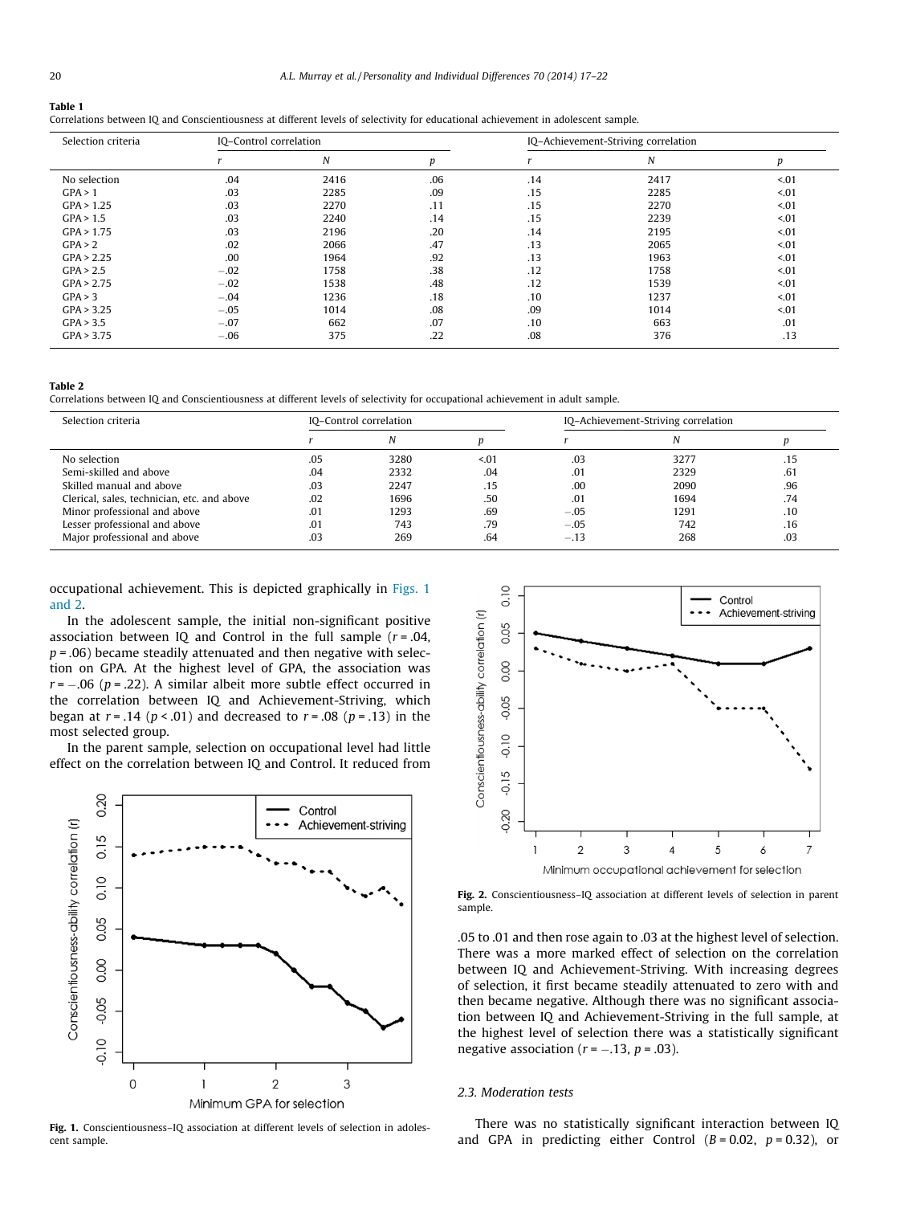**Table 1**
Correlations between IQ and Conscientiousness at different levels of selectivity for educational achievement in adolescent sample.

| Selection criteria | IQ–Control correlation | | | IQ–Achievement-Striving correlation | | |
|---|---|---|---|---|---|---|
| | *r* | *N* | *p* | *r* | *N* | *p* |
| No selection | .04 | 2416 | .06 | .14 | 2417 | <.01 |
| GPA > 1 | .03 | 2285 | .09 | .15 | 2285 | <.01 |
| GPA > 1.25 | .03 | 2270 | .11 | .15 | 2270 | <.01 |
| GPA > 1.5 | .03 | 2240 | .14 | .15 | 2239 | <.01 |
| GPA > 1.75 | .03 | 2196 | .20 | .14 | 2195 | <.01 |
| GPA > 2 | .02 | 2066 | .47 | .13 | 2065 | <.01 |
| GPA > 2.25 | .00 | 1964 | .92 | .13 | 1963 | <.01 |
| GPA > 2.5 | −.02 | 1758 | .38 | .12 | 1758 | <.01 |
| GPA > 2.75 | −.02 | 1538 | .48 | .12 | 1539 | <.01 |
| GPA > 3 | −.04 | 1236 | .18 | .10 | 1237 | <.01 |
| GPA > 3.25 | −.05 | 1014 | .08 | .09 | 1014 | <.01 |
| GPA > 3.5 | −.07 | 662 | .07 | .10 | 663 | .01 |
| GPA > 3.75 | −.06 | 375 | .22 | .08 | 376 | .13 |

**Table 2**
Correlations between IQ and Conscientiousness at different levels of selectivity for occupational achievement in adult sample.

| Selection criteria | IQ–Control correlation | | | IQ–Achievement-Striving correlation | | |
|---|---|---|---|---|---|---|
| | *r* | *N* | *p* | *r* | *N* | *p* |
| No selection | .05 | 3280 | <.01 | .03 | 3277 | .15 |
| Semi-skilled and above | .04 | 2332 | .04 | .01 | 2329 | .61 |
| Skilled manual and above | .03 | 2247 | .15 | .00 | 2090 | .96 |
| Clerical, sales, technician, etc. and above | .02 | 1696 | .50 | .01 | 1694 | .74 |
| Minor professional and above | .01 | 1293 | .69 | −.05 | 1291 | .10 |
| Lesser professional and above | .01 | 743 | .79 | −.05 | 742 | .16 |
| Major professional and above | .03 | 269 | .64 | −.13 | 268 | .03 |

occupational achievement. This is depicted graphically in Figs. 1 and 2.

In the adolescent sample, the initial non-significant positive association between IQ and Control in the full sample ($r = .04$, $p = .06$) became steadily attenuated and then negative with selection on GPA. At the highest level of GPA, the association was $r = -.06$ ($p = .22$). A similar albeit more subtle effect occurred in the correlation between IQ and Achievement-Striving, which began at $r = .14$ ($p < .01$) and decreased to $r = .08$ ($p = .13$) in the most selected group.

In the parent sample, selection on occupational level had little effect on the correlation between IQ and Control. It reduced from .05 to .01 and then rose again to .03 at the highest level of selection. There was a more marked effect of selection on the correlation between IQ and Achievement-Striving. With increasing degrees of selection, it first became steadily attenuated to zero with and then became negative. Although there was no significant association between IQ and Achievement-Striving in the full sample, at the highest level of selection there was a statistically significant negative association ($r = -.13$, $p = .03$).

**Fig. 1.** Conscientiousness–IQ association at different levels of selection in adolescent sample.

**Fig. 2.** Conscientiousness–IQ association at different levels of selection in parent sample.

### 2.3. Moderation tests

There was no statistically significant interaction between IQ and GPA in predicting either Control ($B = 0.02$, $p = 0.32$), or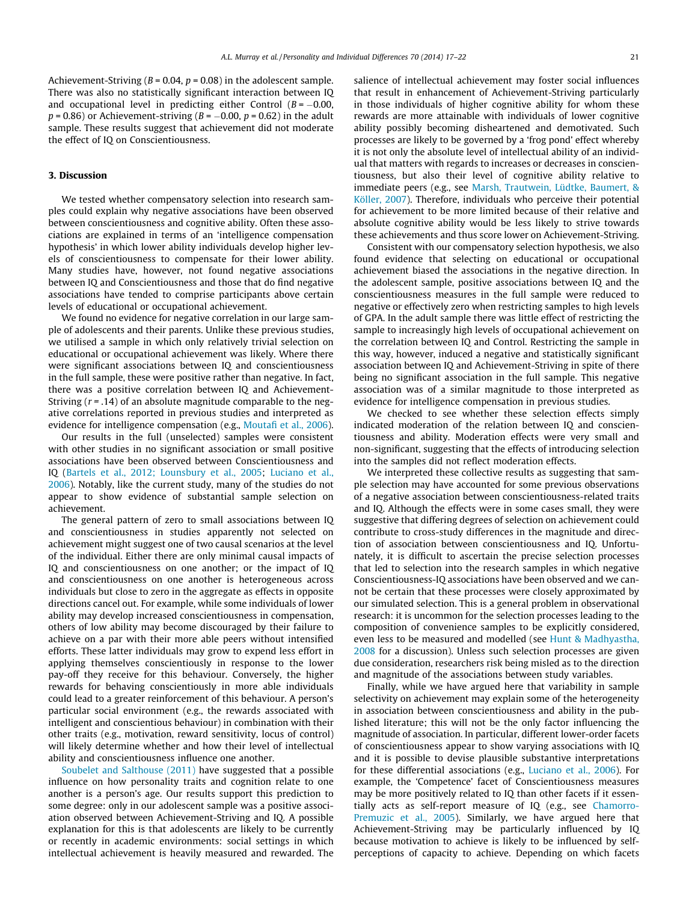Achievement-Striving ($B = 0.04$, $p = 0.08$) in the adolescent sample. There was also no statistically significant interaction between IQ and occupational level in predicting either Control ($B = -0.00$, $p = 0.86$) or Achievement-striving ($B = -0.00$, $p = 0.62$) in the adult sample. These results suggest that achievement did not moderate the effect of IQ on Conscientiousness.

### 3. Discussion

We tested whether compensatory selection into research samples could explain why negative associations have been observed between conscientiousness and cognitive ability. Often these associations are explained in terms of an 'intelligence compensation hypothesis' in which lower ability individuals develop higher levels of conscientiousness to compensate for their lower ability. Many studies have, however, not found negative associations between IQ and Conscientiousness and those that do find negative associations have tended to comprise participants above certain levels of educational or occupational achievement.

We found no evidence for negative correlation in our large sample of adolescents and their parents. Unlike these previous studies, we utilised a sample in which only relatively trivial selection on educational or occupational achievement was likely. Where there were significant associations between IQ and conscientiousness in the full sample, these were positive rather than negative. In fact, there was a positive correlation between IQ and Achievement-Striving ($r = .14$) of an absolute magnitude comparable to the negative correlations reported in previous studies and interpreted as evidence for intelligence compensation (e.g., Moutafi et al., 2006).

Our results in the full (unselected) samples were consistent with other studies in no significant association or small positive associations have been observed between Conscientiousness and IQ (Bartels et al., 2012; Lounsbury et al., 2005; Luciano et al., 2006). Notably, like the current study, many of the studies do not appear to show evidence of substantial sample selection on achievement.

The general pattern of zero to small associations between IQ and conscientiousness in studies apparently not selected on achievement might suggest one of two causal scenarios at the level of the individual. Either there are only minimal causal impacts of IQ and conscientiousness on one another; or the impact of IQ and conscientiousness on one another is heterogeneous across individuals but close to zero in the aggregate as effects in opposite directions cancel out. For example, while some individuals of lower ability may develop increased conscientiousness in compensation, others of low ability may become discouraged by their failure to achieve on a par with their more able peers without intensified efforts. These latter individuals may grow to expend less effort in applying themselves conscientiously in response to the lower pay-off they receive for this behaviour. Conversely, the higher rewards for behaving conscientiously in more able individuals could lead to a greater reinforcement of this behaviour. A person's particular social environment (e.g., the rewards associated with intelligent and conscientious behaviour) in combination with their other traits (e.g., motivation, reward sensitivity, locus of control) will likely determine whether and how their level of intellectual ability and conscientiousness influence one another.

Soubelet and Salthouse (2011) have suggested that a possible influence on how personality traits and cognition relate to one another is a person's age. Our results support this prediction to some degree: only in our adolescent sample was a positive association observed between Achievement-Striving and IQ. A possible explanation for this is that adolescents are likely to be currently or recently in academic environments: social settings in which intellectual achievement is heavily measured and rewarded. The salience of intellectual achievement may foster social influences that result in enhancement of Achievement-Striving particularly in those individuals of higher cognitive ability for whom these rewards are more attainable with individuals of lower cognitive ability possibly becoming disheartened and demotivated. Such processes are likely to be governed by a 'frog pond' effect whereby it is not only the absolute level of intellectual ability of an individual that matters with regards to increases or decreases in conscientiousness, but also their level of cognitive ability relative to immediate peers (e.g., see Marsh, Trautwein, Lüdtke, Baumert, & Köller, 2007). Therefore, individuals who perceive their potential for achievement to be more limited because of their relative and absolute cognitive ability would be less likely to strive towards these achievements and thus score lower on Achievement-Striving.

Consistent with our compensatory selection hypothesis, we also found evidence that selecting on educational or occupational achievement biased the associations in the negative direction. In the adolescent sample, positive associations between IQ and the conscientiousness measures in the full sample were reduced to negative or effectively zero when restricting samples to high levels of GPA. In the adult sample there was little effect of restricting the sample to increasingly high levels of occupational achievement on the correlation between IQ and Control. Restricting the sample in this way, however, induced a negative and statistically significant association between IQ and Achievement-Striving in spite of there being no significant association in the full sample. This negative association was of a similar magnitude to those interpreted as evidence for intelligence compensation in previous studies.

We checked to see whether these selection effects simply indicated moderation of the relation between IQ and conscientiousness and ability. Moderation effects were very small and non-significant, suggesting that the effects of introducing selection into the samples did not reflect moderation effects.

We interpreted these collective results as suggesting that sample selection may have accounted for some previous observations of a negative association between conscientiousness-related traits and IQ. Although the effects were in some cases small, they were suggestive that differing degrees of selection on achievement could contribute to cross-study differences in the magnitude and direction of association between conscientiousness and IQ. Unfortunately, it is difficult to ascertain the precise selection processes that led to selection into the research samples in which negative Conscientiousness-IQ associations have been observed and we cannot be certain that these processes were closely approximated by our simulated selection. This is a general problem in observational research: it is uncommon for the selection processes leading to the composition of convenience samples to be explicitly considered, even less to be measured and modelled (see Hunt & Madhyastha, 2008 for a discussion). Unless such selection processes are given due consideration, researchers risk being misled as to the direction and magnitude of the associations between study variables.

Finally, while we have argued here that variability in sample selectivity on achievement may explain some of the heterogeneity in association between conscientiousness and ability in the published literature; this will not be the only factor influencing the magnitude of association. In particular, different lower-order facets of conscientiousness appear to show varying associations with IQ and it is possible to devise plausible substantive interpretations for these differential associations (e.g., Luciano et al., 2006). For example, the 'Competence' facet of Conscientiousness measures may be more positively related to IQ than other facets if it essentially acts as self-report measure of IQ (e.g., see Chamorro-Premuzic et al., 2005). Similarly, we have argued here that Achievement-Striving may be particularly influenced by IQ because motivation to achieve is likely to be influenced by self-perceptions of capacity to achieve. Depending on which facets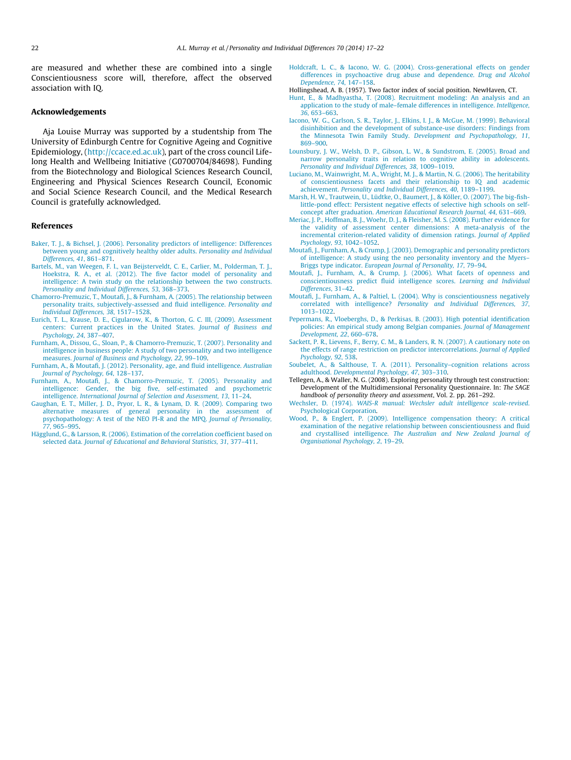are measured and whether these are combined into a single Conscientiousness score will, therefore, affect the observed association with IQ.

## Acknowledgements

Aja Louise Murray was supported by a studentship from The University of Edinburgh Centre for Cognitive Ageing and Cognitive Epidemiology, (http://ccace.ed.ac.uk), part of the cross council Lifelong Health and Wellbeing Initiative (G0700704/84698). Funding from the Biotechnology and Biological Sciences Research Council, Engineering and Physical Sciences Research Council, Economic and Social Science Research Council, and the Medical Research Council is gratefully acknowledged.

## References

Baker, T. J., & Bichsel, J. (2006). Personality predictors of intelligence: Differences between young and cognitively healthy older adults. *Personality and Individual Differences, 41*, 861–871.

Bartels, M., van Weegen, F. I., van Beijsterveldt, C. E., Carlier, M., Polderman, T. J., Hoekstra, R. A., et al. (2012). The five factor model of personality and intelligence: A twin study on the relationship between the two constructs. *Personality and Individual Differences, 53*, 368–373.

Chamorro-Premuzic, T., Moutafi, J., & Furnham, A. (2005). The relationship between personality traits, subjectively-assessed and fluid intelligence. *Personality and Individual Differences, 38*, 1517–1528.

Eurich, T. L., Krause, D. E., Cigularow, K., & Thorton, G. C. III, (2009). Assessment centers: Current practices in the United States. *Journal of Business and Psychology, 24*, 387–407.

Furnham, A., Dissou, G., Sloan, P., & Chamorro-Premuzic, T. (2007). Personality and intelligence in business people: A study of two personality and two intelligence measures. *Journal of Business and Psychology, 22*, 99–109.

Furnham, A., & Moutafi, J. (2012). Personality, age, and fluid intelligence. *Australian Journal of Psychology, 64*, 128–137.

Furnham, A., Moutafi, J., & Chamorro-Premuzic, T. (2005). Personality and intelligence: Gender, the big five, self-estimated and psychometric intelligence. *International Journal of Selection and Assessment, 13*, 11–24.

Gaughan, E. T., Miller, J. D., Pryor, L. R., & Lynam, D. R. (2009). Comparing two alternative measures of general personality in the assessment of psychopathology: A test of the NEO PI-R and the MPQ. *Journal of Personality, 77*, 965–995.

Hägglund, G., & Larsson, R. (2006). Estimation of the correlation coefficient based on selected data. *Journal of Educational and Behavioral Statistics, 31*, 377–411.

Holdcraft, L. C., & Iacono, W. G. (2004). Cross-generational effects on gender differences in psychoactive drug abuse and dependence. *Drug and Alcohol Dependence, 74*, 147–158.

Hollingshead, A. B. (1957). Two factor index of social position. NewHaven, CT.

Hunt, E., & Madhyastha, T. (2008). Recruitment modeling: An analysis and an application to the study of male–female differences in intelligence. *Intelligence, 36*, 653–663.

Iacono, W. G., Carlson, S. R., Taylor, J., Elkins, I. J., & McGue, M. (1999). Behavioral disinhibition and the development of substance-use disorders: Findings from the Minnesota Twin Family Study. *Development and Psychopathology, 11*, 869–900.

Lounsbury, J. W., Welsh, D. P., Gibson, L. W., & Sundstrom, E. (2005). Broad and narrow personality traits in relation to cognitive ability in adolescents. *Personality and Individual Differences, 38*, 1009–1019.

Luciano, M., Wainwright, M. A., Wright, M. J., & Martin, N. G. (2006). The heritability of conscientiousness facets and their relationship to IQ and academic achievement. *Personality and Individual Differences, 40*, 1189–1199.

Marsh, H. W., Trautwein, U., Lüdtke, O., Baumert, J., & Köller, O. (2007). The big-fish-little-pond effect: Persistent negative effects of selective high schools on self-concept after graduation. *American Educational Research Journal, 44*, 631–669.

Meriac, J. P., Hoffman, B. J., Woehr, D. J., & Fleisher, M. S. (2008). Further evidence for the validity of assessment center dimensions: A meta-analysis of the incremental criterion-related validity of dimension ratings. *Journal of Applied Psychology, 93*, 1042–1052.

Moutafi, J., Furnham, A., & Crump, J. (2003). Demographic and personality predictors of intelligence: A study using the neo personality inventory and the Myers–Briggs type indicator. *European Journal of Personality, 17*, 79–94.

Moutafi, J., Furnham, A., & Crump, J. (2006). What facets of openness and conscientiousness predict fluid intelligence scores. *Learning and Individual Differences*, 31–42.

Moutafi, J., Furnham, A., & Paltiel, L. (2004). Why is conscientiousness negatively correlated with intelligence? *Personality and Individual Differences, 37*, 1013–1022.

Pepermans, R., Vloeberghs, D., & Perkisas, B. (2003). High potential identification policies: An empirical study among Belgian companies. *Journal of Management Development, 22*, 660–678.

Sackett, P. R., Lievens, F., Berry, C. M., & Landers, R. N. (2007). A cautionary note on the effects of range restriction on predictor intercorrelations. *Journal of Applied Psychology, 92*, 538.

Soubelet, A., & Salthouse, T. A. (2011). Personality–cognition relations across adulthood. *Developmental Psychology, 47*, 303–310.

Tellegen, A., & Waller, N. G. (2008). Exploring personality through test construction: Development of the Multidimensional Personality Questionnaire. In: *The SAGE handbook of personality theory and assessment*, Vol. 2. pp. 261–292.

Wechsler, D. (1974). *WAIS-R manual: Wechsler adult intelligence scale-revised*. Psychological Corporation.

Wood, P., & Englert, P. (2009). Intelligence compensation theory: A critical examination of the negative relationship between conscientiousness and fluid and crystallised intelligence. *The Australian and New Zealand Journal of Organisational Psychology, 2*, 19–29.